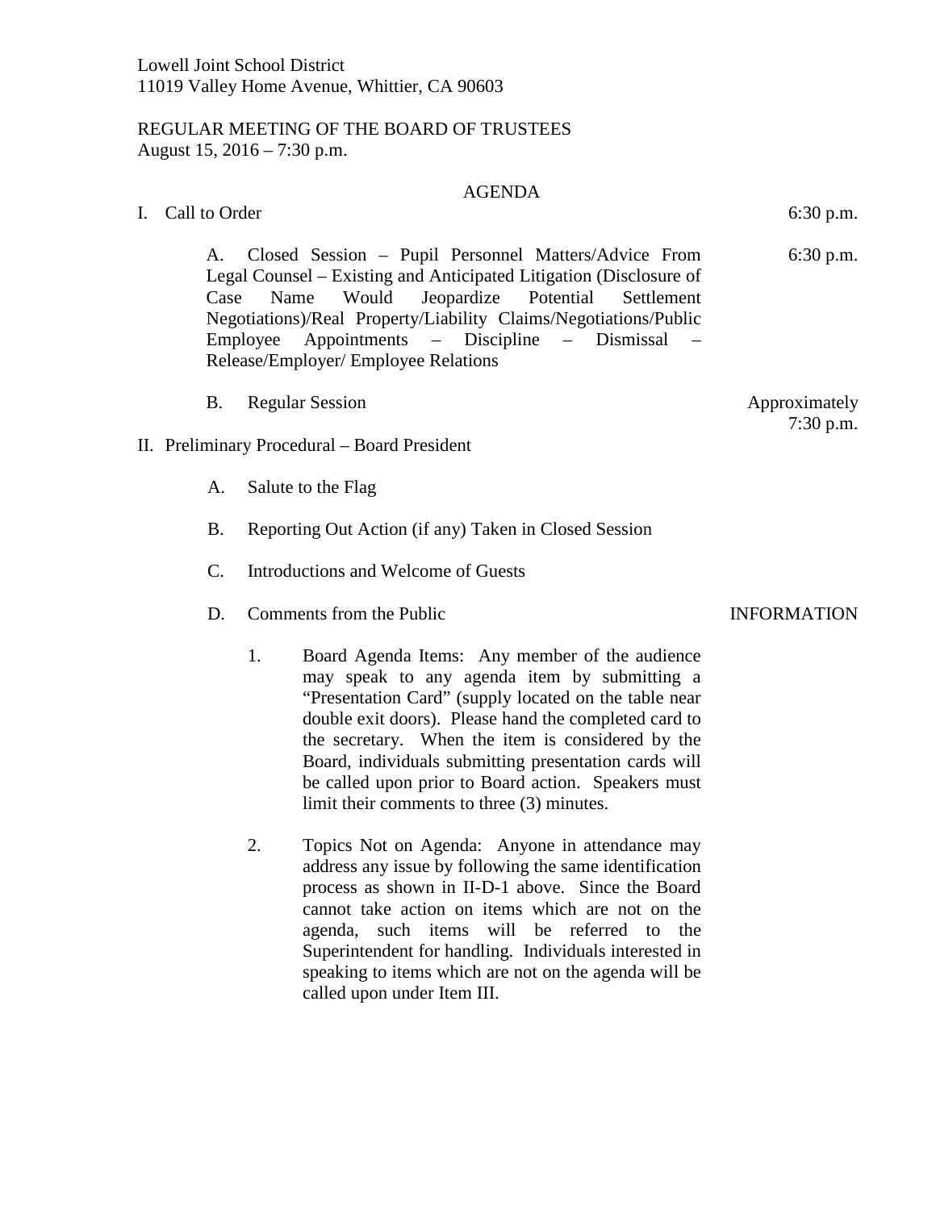Lowell Joint School District
11019 Valley Home Avenue, Whittier, CA 90603

REGULAR MEETING OF THE BOARD OF TRUSTEES
August 15, 2016 – 7:30 p.m.

# AGENDA

I. Call to Order — 6:30 p.m.

   A. Closed Session – Pupil Personnel Matters/Advice From Legal Counsel – Existing and Anticipated Litigation (Disclosure of Case Name Would Jeopardize Potential Settlement Negotiations)/Real Property/Liability Claims/Negotiations/Public Employee Appointments – Discipline – Dismissal – Release/Employer/ Employee Relations — 6:30 p.m.

   B. Regular Session — Approximately 7:30 p.m.

II. Preliminary Procedural – Board President

   A. Salute to the Flag

   B. Reporting Out Action (if any) Taken in Closed Session

   C. Introductions and Welcome of Guests

   D. Comments from the Public — INFORMATION

      1. Board Agenda Items: Any member of the audience may speak to any agenda item by submitting a "Presentation Card" (supply located on the table near double exit doors). Please hand the completed card to the secretary. When the item is considered by the Board, individuals submitting presentation cards will be called upon prior to Board action. Speakers must limit their comments to three (3) minutes.

      2. Topics Not on Agenda: Anyone in attendance may address any issue by following the same identification process as shown in II-D-1 above. Since the Board cannot take action on items which are not on the agenda, such items will be referred to the Superintendent for handling. Individuals interested in speaking to items which are not on the agenda will be called upon under Item III.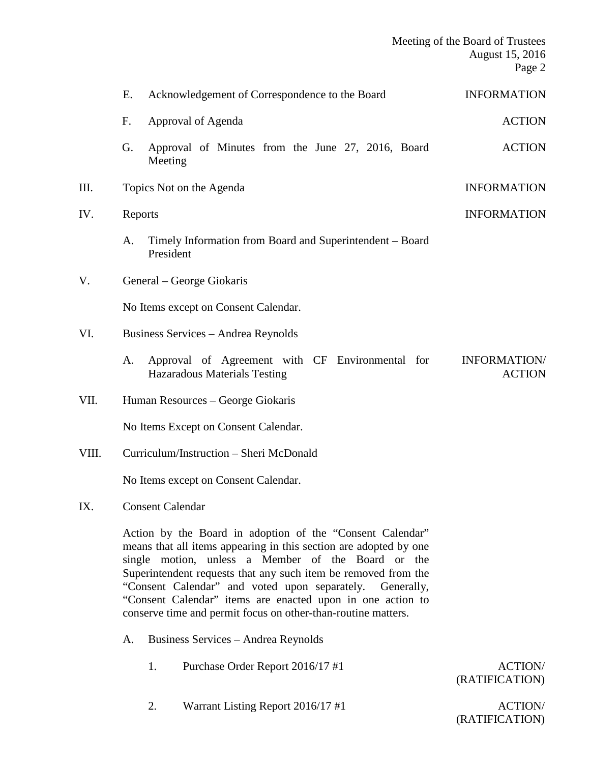E. Acknowledgement of Correspondence to the Board — INFORMATION

F. Approval of Agenda — ACTION

G. Approval of Minutes from the June 27, 2016, Board Meeting — ACTION

III. Topics Not on the Agenda — INFORMATION

IV. Reports — INFORMATION

A. Timely Information from Board and Superintendent – Board President

V. General – George Giokaris

No Items except on Consent Calendar.

VI. Business Services – Andrea Reynolds

A. Approval of Agreement with CF Environmental for Hazaradous Materials Testing — INFORMATION/ ACTION

VII. Human Resources – George Giokaris

No Items Except on Consent Calendar.

VIII. Curriculum/Instruction – Sheri McDonald

No Items except on Consent Calendar.

IX. Consent Calendar

Action by the Board in adoption of the "Consent Calendar" means that all items appearing in this section are adopted by one single motion, unless a Member of the Board or the Superintendent requests that any such item be removed from the "Consent Calendar" and voted upon separately. Generally, "Consent Calendar" items are enacted upon in one action to conserve time and permit focus on other-than-routine matters.

A. Business Services – Andrea Reynolds

1. Purchase Order Report 2016/17 #1 — ACTION/ (RATIFICATION)

2. Warrant Listing Report 2016/17 #1 — ACTION/ (RATIFICATION)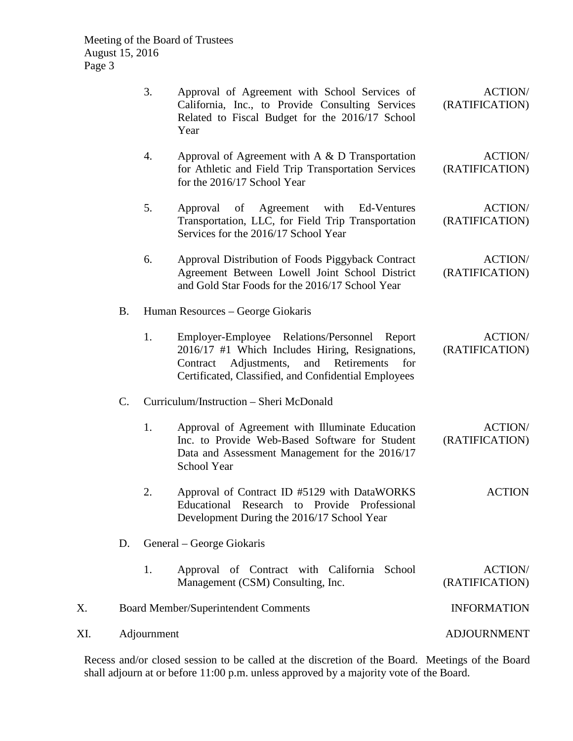3. Approval of Agreement with School Services of California, Inc., to Provide Consulting Services Related to Fiscal Budget for the 2016/17 School Year — ACTION/ (RATIFICATION)

4. Approval of Agreement with A & D Transportation for Athletic and Field Trip Transportation Services for the 2016/17 School Year — ACTION/ (RATIFICATION)

5. Approval of Agreement with Ed-Ventures Transportation, LLC, for Field Trip Transportation Services for the 2016/17 School Year — ACTION/ (RATIFICATION)

6. Approval Distribution of Foods Piggyback Contract Agreement Between Lowell Joint School District and Gold Star Foods for the 2016/17 School Year — ACTION/ (RATIFICATION)

B. Human Resources – George Giokaris

1. Employer-Employee Relations/Personnel Report 2016/17 #1 Which Includes Hiring, Resignations, Contract Adjustments, and Retirements for Certificated, Classified, and Confidential Employees — ACTION/ (RATIFICATION)

C. Curriculum/Instruction – Sheri McDonald

1. Approval of Agreement with Illuminate Education Inc. to Provide Web-Based Software for Student Data and Assessment Management for the 2016/17 School Year — ACTION/ (RATIFICATION)

2. Approval of Contract ID #5129 with DataWORKS Educational Research to Provide Professional Development During the 2016/17 School Year — ACTION

D. General – George Giokaris

1. Approval of Contract with California School Management (CSM) Consulting, Inc. — ACTION/ (RATIFICATION)

X. Board Member/Superintendent Comments — INFORMATION

XI. Adjournment — ADJOURNMENT

Recess and/or closed session to be called at the discretion of the Board. Meetings of the Board shall adjourn at or before 11:00 p.m. unless approved by a majority vote of the Board.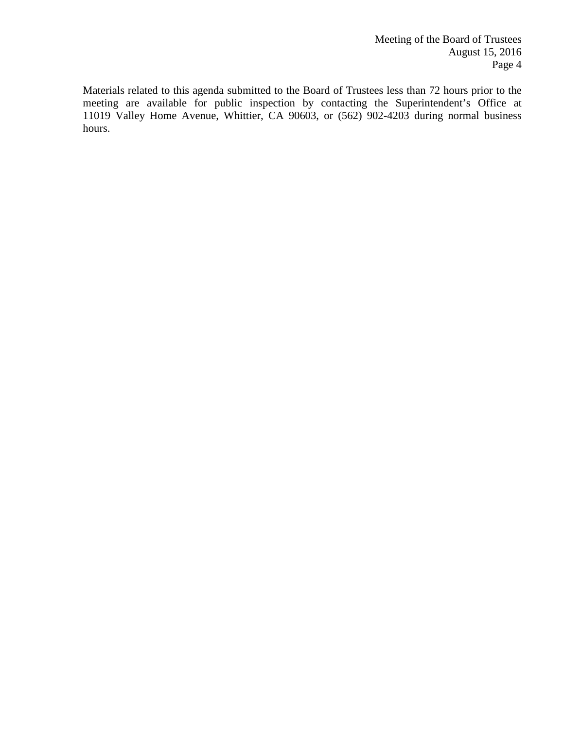Materials related to this agenda submitted to the Board of Trustees less than 72 hours prior to the meeting are available for public inspection by contacting the Superintendent's Office at 11019 Valley Home Avenue, Whittier, CA 90603, or (562) 902-4203 during normal business hours.